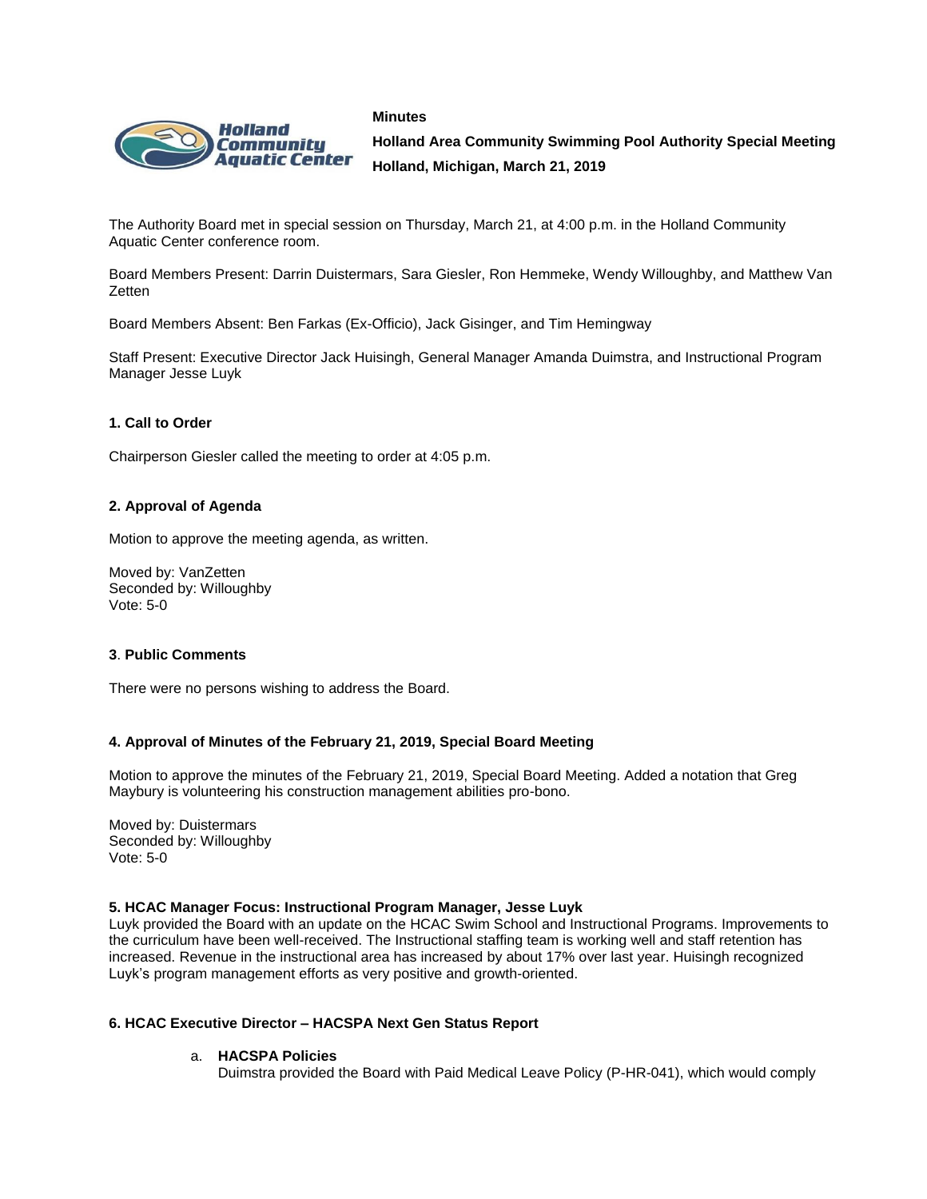**Minutes**

**Holland Area Community Swimming Pool Authority Special Meeting**

**Holland, Michigan, March 21, 2019**

The Authority Board met in special session on Thursday, March 21, at 4:00 p.m. in the Holland Community Aquatic Center conference room.

Board Members Present: Darrin Duistermars, Sara Giesler, Ron Hemmeke, Wendy Willoughby, and Matthew Van Zetten

Board Members Absent: Ben Farkas (Ex-Officio), Jack Gisinger, and Tim Hemingway

Staff Present: Executive Director Jack Huisingh, General Manager Amanda Duimstra, and Instructional Program Manager Jesse Luyk

**1. Call to Order**

Chairperson Giesler called the meeting to order at 4:05 p.m.

**2. Approval of Agenda**

Motion to approve the meeting agenda, as written.

Moved by: VanZetten
Seconded by: Willoughby
Vote: 5-0

**3**. **Public Comments**

There were no persons wishing to address the Board.

**4. Approval of Minutes of the February 21, 2019, Special Board Meeting**

Motion to approve the minutes of the February 21, 2019, Special Board Meeting. Added a notation that Greg Maybury is volunteering his construction management abilities pro-bono.

Moved by: Duistermars
Seconded by: Willoughby
Vote: 5-0

**5. HCAC Manager Focus: Instructional Program Manager, Jesse Luyk**

Luyk provided the Board with an update on the HCAC Swim School and Instructional Programs. Improvements to the curriculum have been well-received. The Instructional staffing team is working well and staff retention has increased. Revenue in the instructional area has increased by about 17% over last year. Huisingh recognized Luyk's program management efforts as very positive and growth-oriented.

**6. HCAC Executive Director – HACSPA Next Gen Status Report**

a. **HACSPA Policies**
Duimstra provided the Board with Paid Medical Leave Policy (P-HR-041), which would comply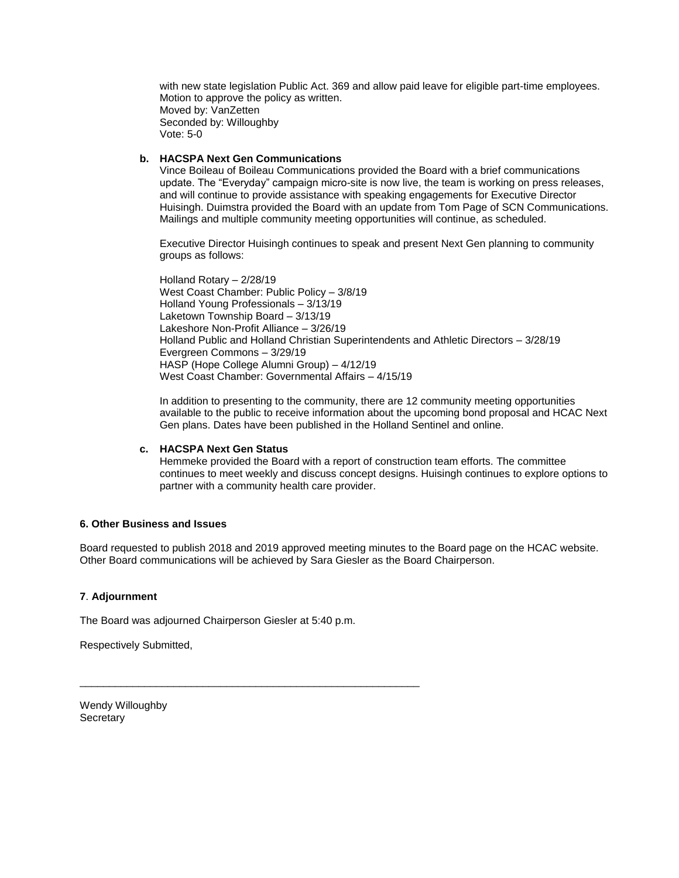with new state legislation Public Act. 369 and allow paid leave for eligible part-time employees.
Motion to approve the policy as written.
Moved by: VanZetten
Seconded by: Willoughby
Vote: 5-0

**b. HACSPA Next Gen Communications**

Vince Boileau of Boileau Communications provided the Board with a brief communications update. The "Everyday" campaign micro-site is now live, the team is working on press releases, and will continue to provide assistance with speaking engagements for Executive Director Huisingh. Duimstra provided the Board with an update from Tom Page of SCN Communications. Mailings and multiple community meeting opportunities will continue, as scheduled.

Executive Director Huisingh continues to speak and present Next Gen planning to community groups as follows:

Holland Rotary – 2/28/19
West Coast Chamber: Public Policy – 3/8/19
Holland Young Professionals – 3/13/19
Laketown Township Board – 3/13/19
Lakeshore Non-Profit Alliance – 3/26/19
Holland Public and Holland Christian Superintendents and Athletic Directors – 3/28/19
Evergreen Commons – 3/29/19
HASP (Hope College Alumni Group) – 4/12/19
West Coast Chamber: Governmental Affairs – 4/15/19

In addition to presenting to the community, there are 12 community meeting opportunities available to the public to receive information about the upcoming bond proposal and HCAC Next Gen plans. Dates have been published in the Holland Sentinel and online.

**c. HACSPA Next Gen Status**

Hemmeke provided the Board with a report of construction team efforts. The committee continues to meet weekly and discuss concept designs. Huisingh continues to explore options to partner with a community health care provider.

**6. Other Business and Issues**

Board requested to publish 2018 and 2019 approved meeting minutes to the Board page on the HCAC website. Other Board communications will be achieved by Sara Giesler as the Board Chairperson.

**7**. **Adjournment**

The Board was adjourned Chairperson Giesler at 5:40 p.m.

Respectively Submitted,

\_\_\_\_\_\_\_\_\_\_\_\_\_\_\_\_\_\_\_\_\_\_\_\_\_\_\_\_\_\_\_\_\_\_\_\_\_\_\_\_\_\_\_\_\_\_\_\_\_\_\_\_\_\_\_\_

Wendy Willoughby
Secretary